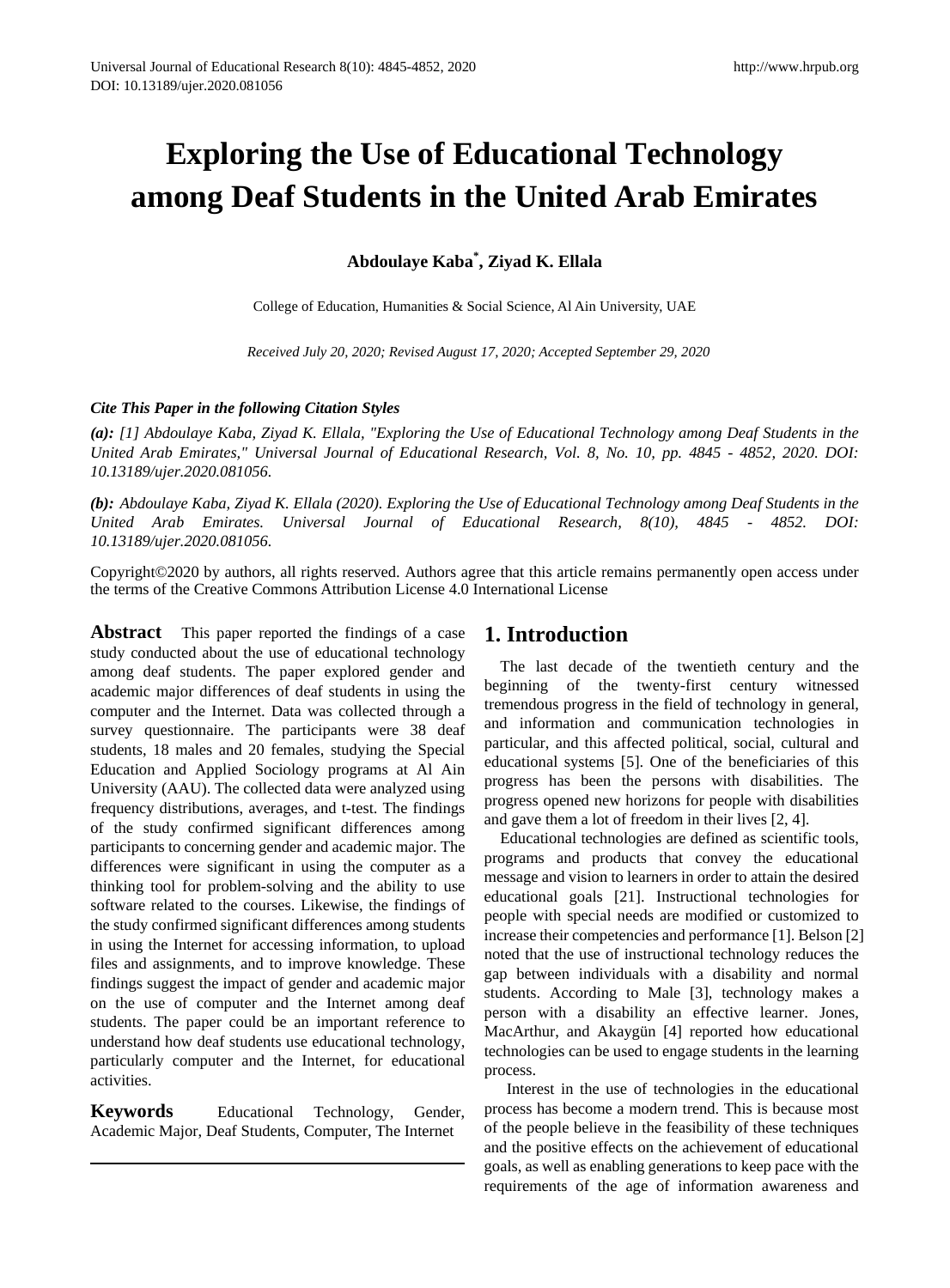# Exploring the Use of Educational Technology among Deaf Students in the United Arab Emirates

**Abdoulaye Kaba[*], Ziyad K. Ellala**

College of Education, Humanities & Social Science, Al Ain University, UAE

*Received July 20, 2020; Revised August 17, 2020; Accepted September 29, 2020*

***Cite This Paper in the following Citation Styles***

***(a):*** *[1] Abdoulaye Kaba, Ziyad K. Ellala, "Exploring the Use of Educational Technology among Deaf Students in the United Arab Emirates," Universal Journal of Educational Research, Vol. 8, No. 10, pp. 4845 - 4852, 2020. DOI: 10.13189/ujer.2020.081056.*

***(b):*** *Abdoulaye Kaba, Ziyad K. Ellala (2020). Exploring the Use of Educational Technology among Deaf Students in the United Arab Emirates. Universal Journal of Educational Research, 8(10), 4845 - 4852. DOI: 10.13189/ujer.2020.081056.*

Copyright©2020 by authors, all rights reserved. Authors agree that this article remains permanently open access under the terms of the Creative Commons Attribution License 4.0 International License

**Abstract** This paper reported the findings of a case study conducted about the use of educational technology among deaf students. The paper explored gender and academic major differences of deaf students in using the computer and the Internet. Data was collected through a survey questionnaire. The participants were 38 deaf students, 18 males and 20 females, studying the Special Education and Applied Sociology programs at Al Ain University (AAU). The collected data were analyzed using frequency distributions, averages, and t-test. The findings of the study confirmed significant differences among participants to concerning gender and academic major. The differences were significant in using the computer as a thinking tool for problem-solving and the ability to use software related to the courses. Likewise, the findings of the study confirmed significant differences among students in using the Internet for accessing information, to upload files and assignments, and to improve knowledge. These findings suggest the impact of gender and academic major on the use of computer and the Internet among deaf students. The paper could be an important reference to understand how deaf students use educational technology, particularly computer and the Internet, for educational activities.

**Keywords** Educational Technology, Gender, Academic Major, Deaf Students, Computer, The Internet

## 1. Introduction

The last decade of the twentieth century and the beginning of the twenty-first century witnessed tremendous progress in the field of technology in general, and information and communication technologies in particular, and this affected political, social, cultural and educational systems [5]. One of the beneficiaries of this progress has been the persons with disabilities. The progress opened new horizons for people with disabilities and gave them a lot of freedom in their lives [2, 4].

Educational technologies are defined as scientific tools, programs and products that convey the educational message and vision to learners in order to attain the desired educational goals [21]. Instructional technologies for people with special needs are modified or customized to increase their competencies and performance [1]. Belson [2] noted that the use of instructional technology reduces the gap between individuals with a disability and normal students. According to Male [3], technology makes a person with a disability an effective learner. Jones, MacArthur, and Akaygün [4] reported how educational technologies can be used to engage students in the learning process.

Interest in the use of technologies in the educational process has become a modern trend. This is because most of the people believe in the feasibility of these techniques and the positive effects on the achievement of educational goals, as well as enabling generations to keep pace with the requirements of the age of information awareness and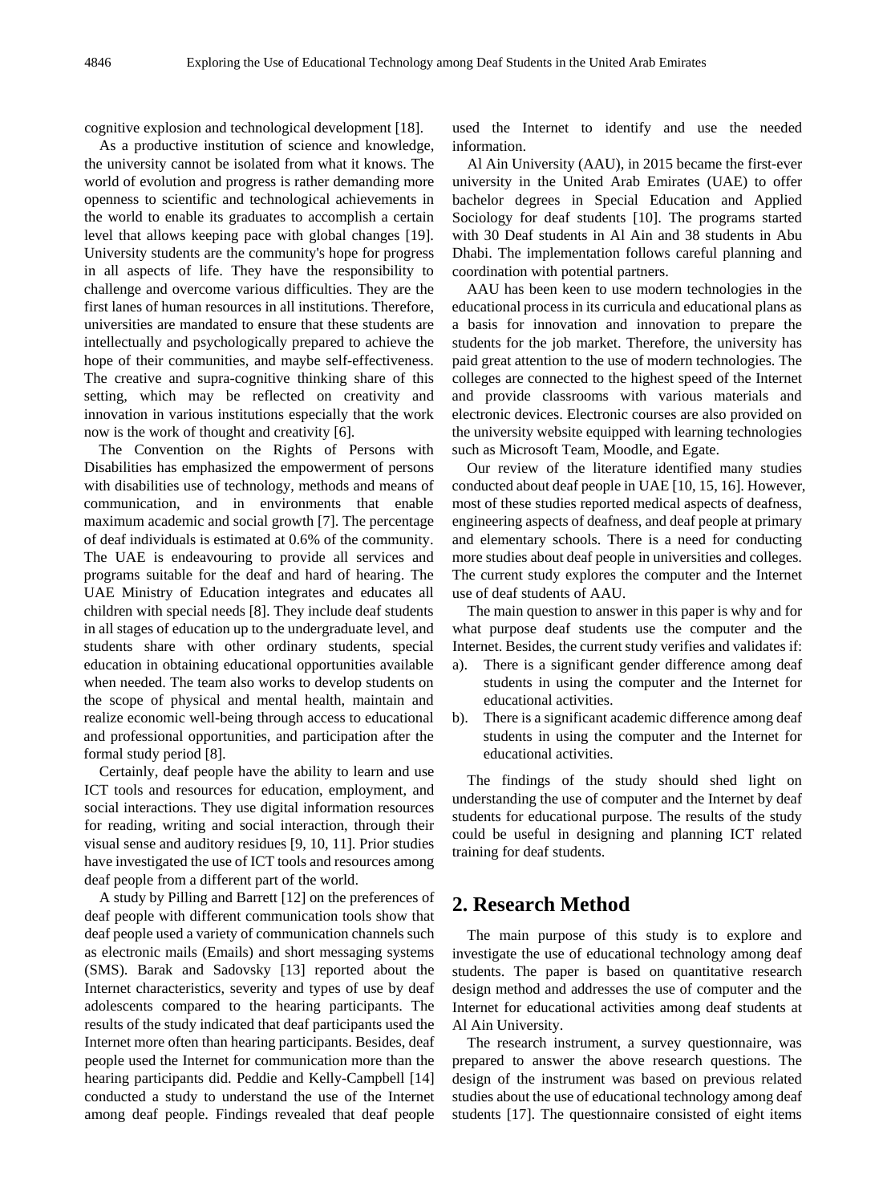cognitive explosion and technological development [18].

As a productive institution of science and knowledge, the university cannot be isolated from what it knows. The world of evolution and progress is rather demanding more openness to scientific and technological achievements in the world to enable its graduates to accomplish a certain level that allows keeping pace with global changes [19]. University students are the community's hope for progress in all aspects of life. They have the responsibility to challenge and overcome various difficulties. They are the first lanes of human resources in all institutions. Therefore, universities are mandated to ensure that these students are intellectually and psychologically prepared to achieve the hope of their communities, and maybe self-effectiveness. The creative and supra-cognitive thinking share of this setting, which may be reflected on creativity and innovation in various institutions especially that the work now is the work of thought and creativity [6].

The Convention on the Rights of Persons with Disabilities has emphasized the empowerment of persons with disabilities use of technology, methods and means of communication, and in environments that enable maximum academic and social growth [7]. The percentage of deaf individuals is estimated at 0.6% of the community. The UAE is endeavouring to provide all services and programs suitable for the deaf and hard of hearing. The UAE Ministry of Education integrates and educates all children with special needs [8]. They include deaf students in all stages of education up to the undergraduate level, and students share with other ordinary students, special education in obtaining educational opportunities available when needed. The team also works to develop students on the scope of physical and mental health, maintain and realize economic well-being through access to educational and professional opportunities, and participation after the formal study period [8].

Certainly, deaf people have the ability to learn and use ICT tools and resources for education, employment, and social interactions. They use digital information resources for reading, writing and social interaction, through their visual sense and auditory residues [9, 10, 11]. Prior studies have investigated the use of ICT tools and resources among deaf people from a different part of the world.

A study by Pilling and Barrett [12] on the preferences of deaf people with different communication tools show that deaf people used a variety of communication channels such as electronic mails (Emails) and short messaging systems (SMS). Barak and Sadovsky [13] reported about the Internet characteristics, severity and types of use by deaf adolescents compared to the hearing participants. The results of the study indicated that deaf participants used the Internet more often than hearing participants. Besides, deaf people used the Internet for communication more than the hearing participants did. Peddie and Kelly-Campbell [14] conducted a study to understand the use of the Internet among deaf people. Findings revealed that deaf people used the Internet to identify and use the needed information.

Al Ain University (AAU), in 2015 became the first-ever university in the United Arab Emirates (UAE) to offer bachelor degrees in Special Education and Applied Sociology for deaf students [10]. The programs started with 30 Deaf students in Al Ain and 38 students in Abu Dhabi. The implementation follows careful planning and coordination with potential partners.

AAU has been keen to use modern technologies in the educational process in its curricula and educational plans as a basis for innovation and innovation to prepare the students for the job market. Therefore, the university has paid great attention to the use of modern technologies. The colleges are connected to the highest speed of the Internet and provide classrooms with various materials and electronic devices. Electronic courses are also provided on the university website equipped with learning technologies such as Microsoft Team, Moodle, and Egate.

Our review of the literature identified many studies conducted about deaf people in UAE [10, 15, 16]. However, most of these studies reported medical aspects of deafness, engineering aspects of deafness, and deaf people at primary and elementary schools. There is a need for conducting more studies about deaf people in universities and colleges. The current study explores the computer and the Internet use of deaf students of AAU.

The main question to answer in this paper is why and for what purpose deaf students use the computer and the Internet. Besides, the current study verifies and validates if:

a). There is a significant gender difference among deaf students in using the computer and the Internet for educational activities.
b). There is a significant academic difference among deaf students in using the computer and the Internet for educational activities.

The findings of the study should shed light on understanding the use of computer and the Internet by deaf students for educational purpose. The results of the study could be useful in designing and planning ICT related training for deaf students.

## 2. Research Method

The main purpose of this study is to explore and investigate the use of educational technology among deaf students. The paper is based on quantitative research design method and addresses the use of computer and the Internet for educational activities among deaf students at Al Ain University.

The research instrument, a survey questionnaire, was prepared to answer the above research questions. The design of the instrument was based on previous related studies about the use of educational technology among deaf students [17]. The questionnaire consisted of eight items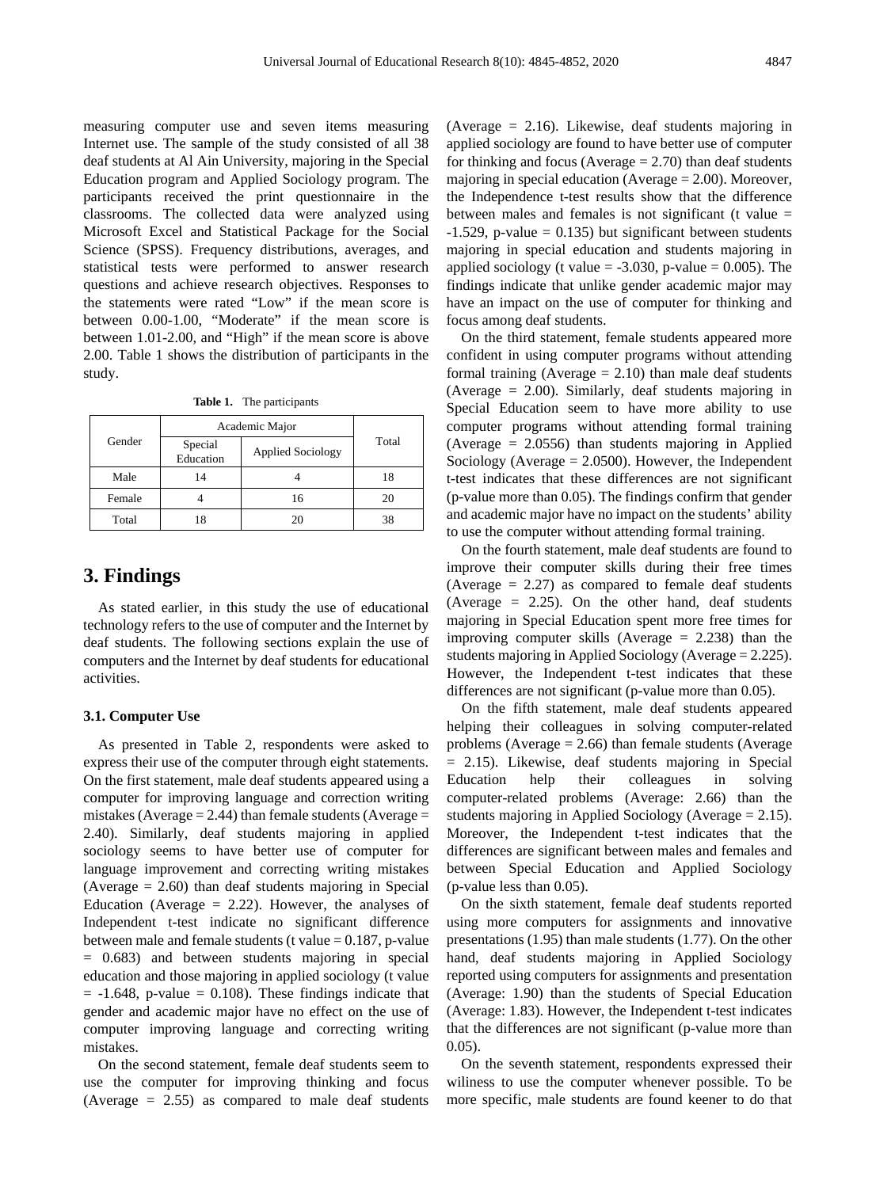measuring computer use and seven items measuring Internet use. The sample of the study consisted of all 38 deaf students at Al Ain University, majoring in the Special Education program and Applied Sociology program. The participants received the print questionnaire in the classrooms. The collected data were analyzed using Microsoft Excel and Statistical Package for the Social Science (SPSS). Frequency distributions, averages, and statistical tests were performed to answer research questions and achieve research objectives. Responses to the statements were rated "Low" if the mean score is between 0.00-1.00, "Moderate" if the mean score is between 1.01-2.00, and "High" if the mean score is above 2.00. Table 1 shows the distribution of participants in the study.

**Table 1.** The participants

| Gender | Academic Major | | Total |
|---|---|---|---|
| | Special Education | Applied Sociology | |
| Male | 14 | 4 | 18 |
| Female | 4 | 16 | 20 |
| Total | 18 | 20 | 38 |

# 3. Findings

As stated earlier, in this study the use of educational technology refers to the use of computer and the Internet by deaf students. The following sections explain the use of computers and the Internet by deaf students for educational activities.

### 3.1. Computer Use

As presented in Table 2, respondents were asked to express their use of the computer through eight statements. On the first statement, male deaf students appeared using a computer for improving language and correction writing mistakes (Average = 2.44) than female students (Average = 2.40). Similarly, deaf students majoring in applied sociology seems to have better use of computer for language improvement and correcting writing mistakes (Average = 2.60) than deaf students majoring in Special Education (Average = 2.22). However, the analyses of Independent t-test indicate no significant difference between male and female students (t value = 0.187, p-value = 0.683) and between students majoring in special education and those majoring in applied sociology (t value = -1.648, p-value = 0.108). These findings indicate that gender and academic major have no effect on the use of computer improving language and correcting writing mistakes.

On the second statement, female deaf students seem to use the computer for improving thinking and focus (Average = 2.55) as compared to male deaf students (Average = 2.16). Likewise, deaf students majoring in applied sociology are found to have better use of computer for thinking and focus (Average = 2.70) than deaf students majoring in special education (Average = 2.00). Moreover, the Independence t-test results show that the difference between males and females is not significant (t value = -1.529, p-value = 0.135) but significant between students majoring in special education and students majoring in applied sociology (t value = -3.030, p-value = 0.005). The findings indicate that unlike gender academic major may have an impact on the use of computer for thinking and focus among deaf students.

On the third statement, female students appeared more confident in using computer programs without attending formal training (Average = 2.10) than male deaf students (Average = 2.00). Similarly, deaf students majoring in Special Education seem to have more ability to use computer programs without attending formal training (Average = 2.0556) than students majoring in Applied Sociology (Average = 2.0500). However, the Independent t-test indicates that these differences are not significant (p-value more than 0.05). The findings confirm that gender and academic major have no impact on the students' ability to use the computer without attending formal training.

On the fourth statement, male deaf students are found to improve their computer skills during their free times (Average = 2.27) as compared to female deaf students (Average = 2.25). On the other hand, deaf students majoring in Special Education spent more free times for improving computer skills (Average = 2.238) than the students majoring in Applied Sociology (Average = 2.225). However, the Independent t-test indicates that these differences are not significant (p-value more than 0.05).

On the fifth statement, male deaf students appeared helping their colleagues in solving computer-related problems (Average = 2.66) than female students (Average = 2.15). Likewise, deaf students majoring in Special Education help their colleagues in solving computer-related problems (Average: 2.66) than the students majoring in Applied Sociology (Average = 2.15). Moreover, the Independent t-test indicates that the differences are significant between males and females and between Special Education and Applied Sociology (p-value less than 0.05).

On the sixth statement, female deaf students reported using more computers for assignments and innovative presentations (1.95) than male students (1.77). On the other hand, deaf students majoring in Applied Sociology reported using computers for assignments and presentation (Average: 1.90) than the students of Special Education (Average: 1.83). However, the Independent t-test indicates that the differences are not significant (p-value more than 0.05).

On the seventh statement, respondents expressed their wiliness to use the computer whenever possible. To be more specific, male students are found keener to do that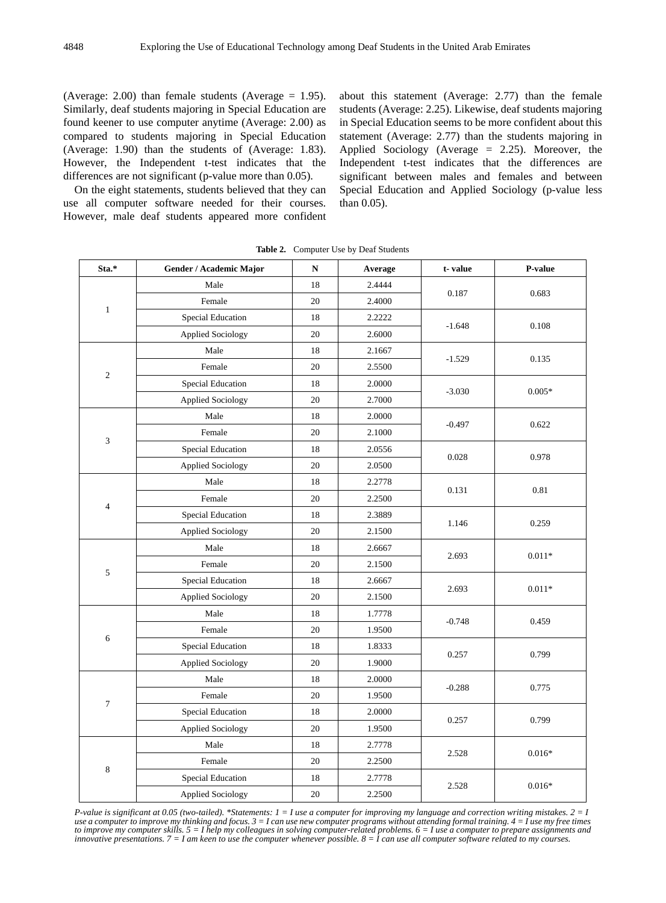(Average: 2.00) than female students (Average = 1.95). Similarly, deaf students majoring in Special Education are found keener to use computer anytime (Average: 2.00) as compared to students majoring in Special Education (Average: 1.90) than the students of (Average: 1.83). However, the Independent t-test indicates that the differences are not significant (p-value more than 0.05).

On the eight statements, students believed that they can use all computer software needed for their courses. However, male deaf students appeared more confident about this statement (Average: 2.77) than the female students (Average: 2.25). Likewise, deaf students majoring in Special Education seems to be more confident about this statement (Average: 2.77) than the students majoring in Applied Sociology (Average = 2.25). Moreover, the Independent t-test indicates that the differences are significant between males and females and between Special Education and Applied Sociology (p-value less than 0.05).

**Table 2.** Computer Use by Deaf Students

| Sta.* | Gender / Academic Major | N | Average | t- value | P-value |
|---|---|---|---|---|---|
| 1 | Male | 18 | 2.4444 | 0.187 | 0.683 |
| | Female | 20 | 2.4000 | | |
| | Special Education | 18 | 2.2222 | -1.648 | 0.108 |
| | Applied Sociology | 20 | 2.6000 | | |
| 2 | Male | 18 | 2.1667 | -1.529 | 0.135 |
| | Female | 20 | 2.5500 | | |
| | Special Education | 18 | 2.0000 | -3.030 | 0.005* |
| | Applied Sociology | 20 | 2.7000 | | |
| 3 | Male | 18 | 2.0000 | -0.497 | 0.622 |
| | Female | 20 | 2.1000 | | |
| | Special Education | 18 | 2.0556 | 0.028 | 0.978 |
| | Applied Sociology | 20 | 2.0500 | | |
| 4 | Male | 18 | 2.2778 | 0.131 | 0.81 |
| | Female | 20 | 2.2500 | | |
| | Special Education | 18 | 2.3889 | 1.146 | 0.259 |
| | Applied Sociology | 20 | 2.1500 | | |
| 5 | Male | 18 | 2.6667 | 2.693 | 0.011* |
| | Female | 20 | 2.1500 | | |
| | Special Education | 18 | 2.6667 | 2.693 | 0.011* |
| | Applied Sociology | 20 | 2.1500 | | |
| 6 | Male | 18 | 1.7778 | -0.748 | 0.459 |
| | Female | 20 | 1.9500 | | |
| | Special Education | 18 | 1.8333 | 0.257 | 0.799 |
| | Applied Sociology | 20 | 1.9000 | | |
| 7 | Male | 18 | 2.0000 | -0.288 | 0.775 |
| | Female | 20 | 1.9500 | | |
| | Special Education | 18 | 2.0000 | 0.257 | 0.799 |
| | Applied Sociology | 20 | 1.9500 | | |
| 8 | Male | 18 | 2.7778 | 2.528 | 0.016* |
| | Female | 20 | 2.2500 | | |
| | Special Education | 18 | 2.7778 | 2.528 | 0.016* |
| | Applied Sociology | 20 | 2.2500 | | |

*P-value is significant at 0.05 (two-tailed). \*Statements: 1 = I use a computer for improving my language and correction writing mistakes. 2 = I use a computer to improve my thinking and focus. 3 = I can use new computer programs without attending formal training. 4 = I use my free times to improve my computer skills. 5 = I help my colleagues in solving computer-related problems. 6 = I use a computer to prepare assignments and innovative presentations. 7 = I am keen to use the computer whenever possible. 8 = I can use all computer software related to my courses.*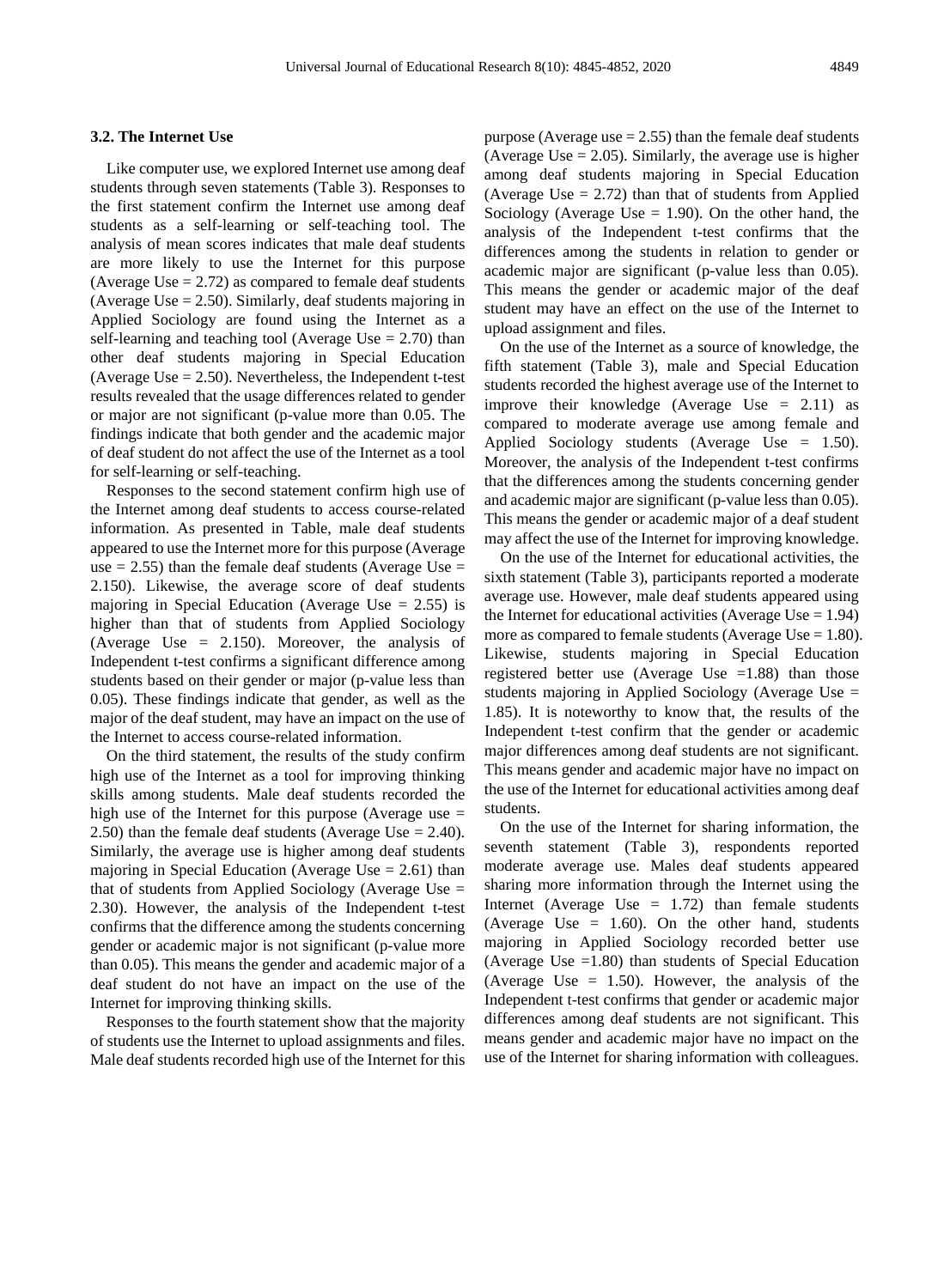### 3.2. The Internet Use

Like computer use, we explored Internet use among deaf students through seven statements (Table 3). Responses to the first statement confirm the Internet use among deaf students as a self-learning or self-teaching tool. The analysis of mean scores indicates that male deaf students are more likely to use the Internet for this purpose (Average Use = 2.72) as compared to female deaf students (Average Use = 2.50). Similarly, deaf students majoring in Applied Sociology are found using the Internet as a self-learning and teaching tool (Average Use = 2.70) than other deaf students majoring in Special Education (Average Use = 2.50). Nevertheless, the Independent t-test results revealed that the usage differences related to gender or major are not significant (p-value more than 0.05. The findings indicate that both gender and the academic major of deaf student do not affect the use of the Internet as a tool for self-learning or self-teaching.

Responses to the second statement confirm high use of the Internet among deaf students to access course-related information. As presented in Table, male deaf students appeared to use the Internet more for this purpose (Average use = 2.55) than the female deaf students (Average Use = 2.150). Likewise, the average score of deaf students majoring in Special Education (Average Use = 2.55) is higher than that of students from Applied Sociology (Average Use = 2.150). Moreover, the analysis of Independent t-test confirms a significant difference among students based on their gender or major (p-value less than 0.05). These findings indicate that gender, as well as the major of the deaf student, may have an impact on the use of the Internet to access course-related information.

On the third statement, the results of the study confirm high use of the Internet as a tool for improving thinking skills among students. Male deaf students recorded the high use of the Internet for this purpose (Average use = 2.50) than the female deaf students (Average Use = 2.40). Similarly, the average use is higher among deaf students majoring in Special Education (Average Use = 2.61) than that of students from Applied Sociology (Average Use = 2.30). However, the analysis of the Independent t-test confirms that the difference among the students concerning gender or academic major is not significant (p-value more than 0.05). This means the gender and academic major of a deaf student do not have an impact on the use of the Internet for improving thinking skills.

Responses to the fourth statement show that the majority of students use the Internet to upload assignments and files. Male deaf students recorded high use of the Internet for this purpose (Average use = 2.55) than the female deaf students (Average Use = 2.05). Similarly, the average use is higher among deaf students majoring in Special Education (Average Use = 2.72) than that of students from Applied Sociology (Average Use = 1.90). On the other hand, the analysis of the Independent t-test confirms that the differences among the students in relation to gender or academic major are significant (p-value less than 0.05). This means the gender or academic major of the deaf student may have an effect on the use of the Internet to upload assignment and files.

On the use of the Internet as a source of knowledge, the fifth statement (Table 3), male and Special Education students recorded the highest average use of the Internet to improve their knowledge (Average Use = 2.11) as compared to moderate average use among female and Applied Sociology students (Average Use = 1.50). Moreover, the analysis of the Independent t-test confirms that the differences among the students concerning gender and academic major are significant (p-value less than 0.05). This means the gender or academic major of a deaf student may affect the use of the Internet for improving knowledge.

On the use of the Internet for educational activities, the sixth statement (Table 3), participants reported a moderate average use. However, male deaf students appeared using the Internet for educational activities (Average Use = 1.94) more as compared to female students (Average Use = 1.80). Likewise, students majoring in Special Education registered better use (Average Use =1.88) than those students majoring in Applied Sociology (Average Use = 1.85). It is noteworthy to know that, the results of the Independent t-test confirm that the gender or academic major differences among deaf students are not significant. This means gender and academic major have no impact on the use of the Internet for educational activities among deaf students.

On the use of the Internet for sharing information, the seventh statement (Table 3), respondents reported moderate average use. Males deaf students appeared sharing more information through the Internet using the Internet (Average Use = 1.72) than female students (Average Use = 1.60). On the other hand, students majoring in Applied Sociology recorded better use (Average Use =1.80) than students of Special Education (Average Use = 1.50). However, the analysis of the Independent t-test confirms that gender or academic major differences among deaf students are not significant. This means gender and academic major have no impact on the use of the Internet for sharing information with colleagues.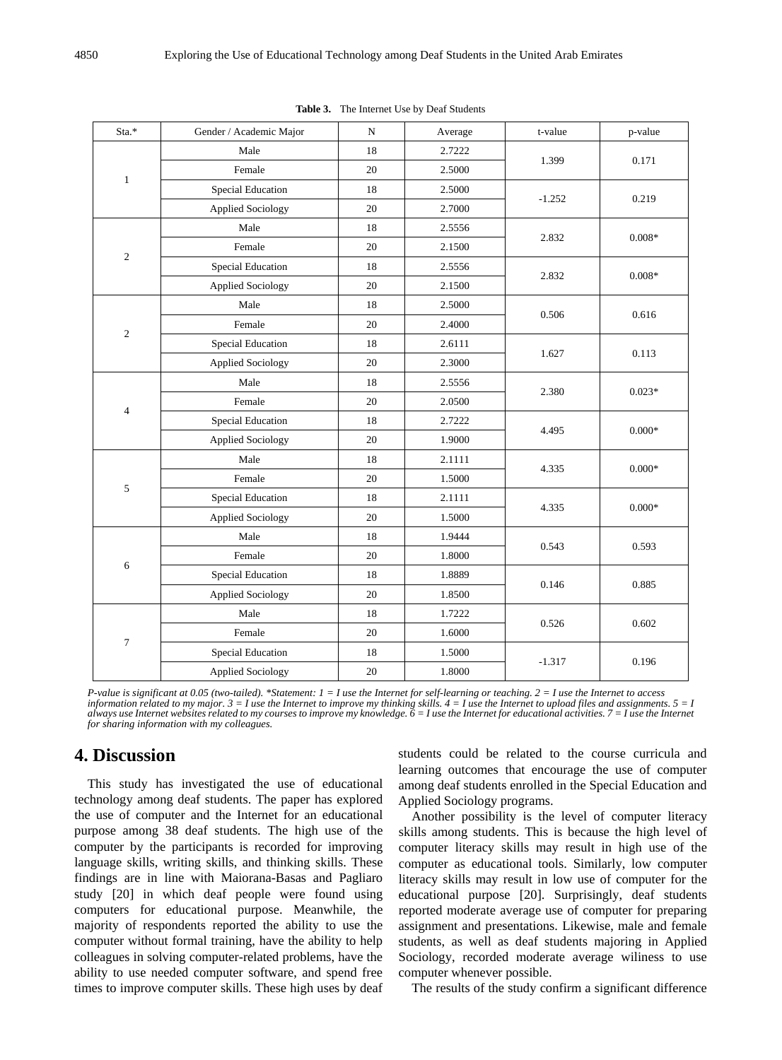**Table 3.** The Internet Use by Deaf Students

| Sta.* | Gender / Academic Major | N | Average | t-value | p-value |
|---|---|---|---|---|---|
| 1 | Male | 18 | 2.7222 | 1.399 | 0.171 |
| | Female | 20 | 2.5000 | | |
| | Special Education | 18 | 2.5000 | -1.252 | 0.219 |
| | Applied Sociology | 20 | 2.7000 | | |
| 2 | Male | 18 | 2.5556 | 2.832 | 0.008* |
| | Female | 20 | 2.1500 | | |
| | Special Education | 18 | 2.5556 | 2.832 | 0.008* |
| | Applied Sociology | 20 | 2.1500 | | |
| 2 | Male | 18 | 2.5000 | 0.506 | 0.616 |
| | Female | 20 | 2.4000 | | |
| | Special Education | 18 | 2.6111 | 1.627 | 0.113 |
| | Applied Sociology | 20 | 2.3000 | | |
| 4 | Male | 18 | 2.5556 | 2.380 | 0.023* |
| | Female | 20 | 2.0500 | | |
| | Special Education | 18 | 2.7222 | 4.495 | 0.000* |
| | Applied Sociology | 20 | 1.9000 | | |
| 5 | Male | 18 | 2.1111 | 4.335 | 0.000* |
| | Female | 20 | 1.5000 | | |
| | Special Education | 18 | 2.1111 | 4.335 | 0.000* |
| | Applied Sociology | 20 | 1.5000 | | |
| 6 | Male | 18 | 1.9444 | 0.543 | 0.593 |
| | Female | 20 | 1.8000 | | |
| | Special Education | 18 | 1.8889 | 0.146 | 0.885 |
| | Applied Sociology | 20 | 1.8500 | | |
| 7 | Male | 18 | 1.7222 | 0.526 | 0.602 |
| | Female | 20 | 1.6000 | | |
| | Special Education | 18 | 1.5000 | -1.317 | 0.196 |
| | Applied Sociology | 20 | 1.8000 | | |

*P-value is significant at 0.05 (two-tailed). \*Statement: 1 = I use the Internet for self-learning or teaching. 2 = I use the Internet to access information related to my major. 3 = I use the Internet to improve my thinking skills. 4 = I use the Internet to upload files and assignments. 5 = I always use Internet websites related to my courses to improve my knowledge. 6 = I use the Internet for educational activities. 7 = I use the Internet for sharing information with my colleagues.*

# 4. Discussion

This study has investigated the use of educational technology among deaf students. The paper has explored the use of computer and the Internet for an educational purpose among 38 deaf students. The high use of the computer by the participants is recorded for improving language skills, writing skills, and thinking skills. These findings are in line with Maiorana-Basas and Pagliaro study [20] in which deaf people were found using computers for educational purpose. Meanwhile, the majority of respondents reported the ability to use the computer without formal training, have the ability to help colleagues in solving computer-related problems, have the ability to use needed computer software, and spend free times to improve computer skills. These high uses by deaf students could be related to the course curricula and learning outcomes that encourage the use of computer among deaf students enrolled in the Special Education and Applied Sociology programs.

Another possibility is the level of computer literacy skills among students. This is because the high level of computer literacy skills may result in high use of the computer as educational tools. Similarly, low computer literacy skills may result in low use of computer for the educational purpose [20]. Surprisingly, deaf students reported moderate average use of computer for preparing assignment and presentations. Likewise, male and female students, as well as deaf students majoring in Applied Sociology, recorded moderate average wiliness to use computer whenever possible.

The results of the study confirm a significant difference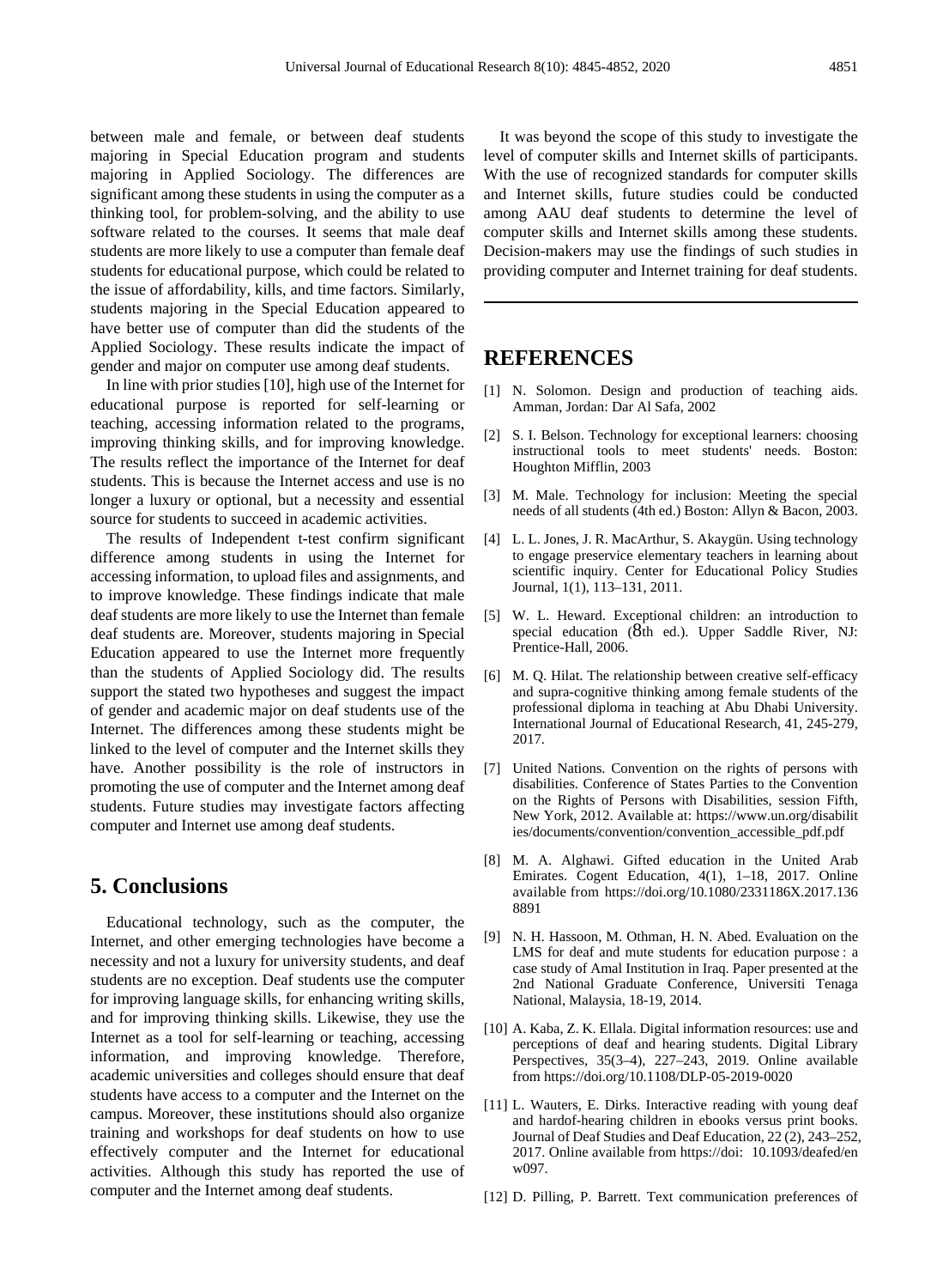between male and female, or between deaf students majoring in Special Education program and students majoring in Applied Sociology. The differences are significant among these students in using the computer as a thinking tool, for problem-solving, and the ability to use software related to the courses. It seems that male deaf students are more likely to use a computer than female deaf students for educational purpose, which could be related to the issue of affordability, kills, and time factors. Similarly, students majoring in the Special Education appeared to have better use of computer than did the students of the Applied Sociology. These results indicate the impact of gender and major on computer use among deaf students.

In line with prior studies [10], high use of the Internet for educational purpose is reported for self-learning or teaching, accessing information related to the programs, improving thinking skills, and for improving knowledge. The results reflect the importance of the Internet for deaf students. This is because the Internet access and use is no longer a luxury or optional, but a necessity and essential source for students to succeed in academic activities.

The results of Independent t-test confirm significant difference among students in using the Internet for accessing information, to upload files and assignments, and to improve knowledge. These findings indicate that male deaf students are more likely to use the Internet than female deaf students are. Moreover, students majoring in Special Education appeared to use the Internet more frequently than the students of Applied Sociology did. The results support the stated two hypotheses and suggest the impact of gender and academic major on deaf students use of the Internet. The differences among these students might be linked to the level of computer and the Internet skills they have. Another possibility is the role of instructors in promoting the use of computer and the Internet among deaf students. Future studies may investigate factors affecting computer and Internet use among deaf students.

## 5. Conclusions

Educational technology, such as the computer, the Internet, and other emerging technologies have become a necessity and not a luxury for university students, and deaf students are no exception. Deaf students use the computer for improving language skills, for enhancing writing skills, and for improving thinking skills. Likewise, they use the Internet as a tool for self-learning or teaching, accessing information, and improving knowledge. Therefore, academic universities and colleges should ensure that deaf students have access to a computer and the Internet on the campus. Moreover, these institutions should also organize training and workshops for deaf students on how to use effectively computer and the Internet for educational activities. Although this study has reported the use of computer and the Internet among deaf students.

It was beyond the scope of this study to investigate the level of computer skills and Internet skills of participants. With the use of recognized standards for computer skills and Internet skills, future studies could be conducted among AAU deaf students to determine the level of computer skills and Internet skills among these students. Decision-makers may use the findings of such studies in providing computer and Internet training for deaf students.

---

## REFERENCES

[1] N. Solomon. Design and production of teaching aids. Amman, Jordan: Dar Al Safa, 2002

[2] S. I. Belson. Technology for exceptional learners: choosing instructional tools to meet students' needs. Boston: Houghton Mifflin, 2003

[3] M. Male. Technology for inclusion: Meeting the special needs of all students (4th ed.) Boston: Allyn & Bacon, 2003.

[4] L. L. Jones, J. R. MacArthur, S. Akaygün. Using technology to engage preservice elementary teachers in learning about scientific inquiry. Center for Educational Policy Studies Journal, 1(1), 113–131, 2011.

[5] W. L. Heward. Exceptional children: an introduction to special education (8th ed.). Upper Saddle River, NJ: Prentice-Hall, 2006.

[6] M. Q. Hilat. The relationship between creative self-efficacy and supra-cognitive thinking among female students of the professional diploma in teaching at Abu Dhabi University. International Journal of Educational Research, 41, 245-279, 2017.

[7] United Nations. Convention on the rights of persons with disabilities. Conference of States Parties to the Convention on the Rights of Persons with Disabilities, session Fifth, New York, 2012. Available at: https://www.un.org/disabilities/documents/convention/convention_accessible_pdf.pdf

[8] M. A. Alghawi. Gifted education in the United Arab Emirates. Cogent Education, 4(1), 1–18, 2017. Online available from https://doi.org/10.1080/2331186X.2017.1368891

[9] N. H. Hassoon, M. Othman, H. N. Abed. Evaluation on the LMS for deaf and mute students for education purpose : a case study of Amal Institution in Iraq. Paper presented at the 2nd National Graduate Conference, Universiti Tenaga National, Malaysia, 18-19, 2014.

[10] A. Kaba, Z. K. Ellala. Digital information resources: use and perceptions of deaf and hearing students. Digital Library Perspectives, 35(3–4), 227–243, 2019. Online available from https://doi.org/10.1108/DLP-05-2019-0020

[11] L. Wauters, E. Dirks. Interactive reading with young deaf and hardof-hearing children in ebooks versus print books. Journal of Deaf Studies and Deaf Education, 22 (2), 243–252, 2017. Online available from https://doi: 10.1093/deafed/enw097.

[12] D. Pilling, P. Barrett. Text communication preferences of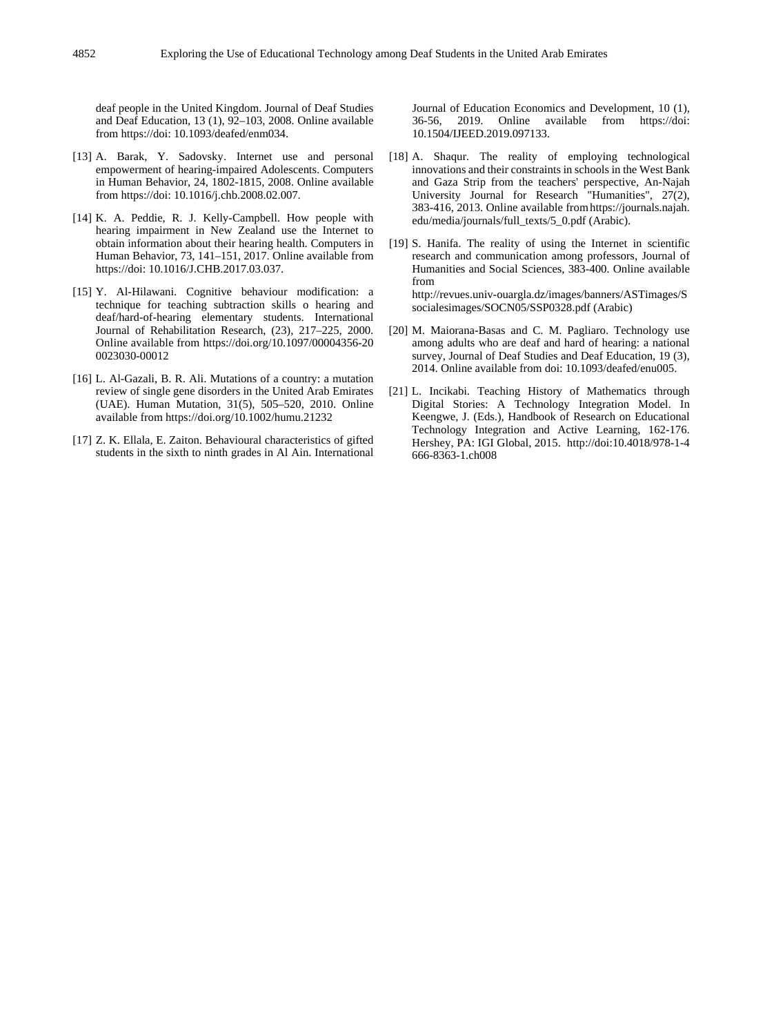deaf people in the United Kingdom. Journal of Deaf Studies and Deaf Education, 13 (1), 92–103, 2008. Online available from https://doi: 10.1093/deafed/enm034.

[13] A. Barak, Y. Sadovsky. Internet use and personal empowerment of hearing-impaired Adolescents. Computers in Human Behavior, 24, 1802-1815, 2008. Online available from https://doi: 10.1016/j.chb.2008.02.007.

[14] K. A. Peddie, R. J. Kelly-Campbell. How people with hearing impairment in New Zealand use the Internet to obtain information about their hearing health. Computers in Human Behavior, 73, 141–151, 2017. Online available from https://doi: 10.1016/J.CHB.2017.03.037.

[15] Y. Al-Hilawani. Cognitive behaviour modification: a technique for teaching subtraction skills o hearing and deaf/hard-of-hearing elementary students. International Journal of Rehabilitation Research, (23), 217–225, 2000. Online available from https://doi.org/10.1097/00004356-200023030-00012

[16] L. Al-Gazali, B. R. Ali. Mutations of a country: a mutation review of single gene disorders in the United Arab Emirates (UAE). Human Mutation, 31(5), 505–520, 2010. Online available from https://doi.org/10.1002/humu.21232

[17] Z. K. Ellala, E. Zaiton. Behavioural characteristics of gifted students in the sixth to ninth grades in Al Ain. International Journal of Education Economics and Development, 10 (1), 36-56, 2019. Online available from https://doi: 10.1504/IJEED.2019.097133.

[18] A. Shaqur. The reality of employing technological innovations and their constraints in schools in the West Bank and Gaza Strip from the teachers' perspective, An-Najah University Journal for Research "Humanities", 27(2), 383-416, 2013. Online available from https://journals.najah.edu/media/journals/full_texts/5_0.pdf (Arabic).

[19] S. Hanifa. The reality of using the Internet in scientific research and communication among professors, Journal of Humanities and Social Sciences, 383-400. Online available from http://revues.univ-ouargla.dz/images/banners/ASTimages/Ssocialesimages/SOCN05/SSP0328.pdf (Arabic)

[20] M. Maiorana-Basas and C. M. Pagliaro. Technology use among adults who are deaf and hard of hearing: a national survey, Journal of Deaf Studies and Deaf Education, 19 (3), 2014. Online available from doi: 10.1093/deafed/enu005.

[21] L. Incikabi. Teaching History of Mathematics through Digital Stories: A Technology Integration Model. In Keengwe, J. (Eds.), Handbook of Research on Educational Technology Integration and Active Learning, 162-176. Hershey, PA: IGI Global, 2015. http://doi:10.4018/978-1-4666-8363-1.ch008